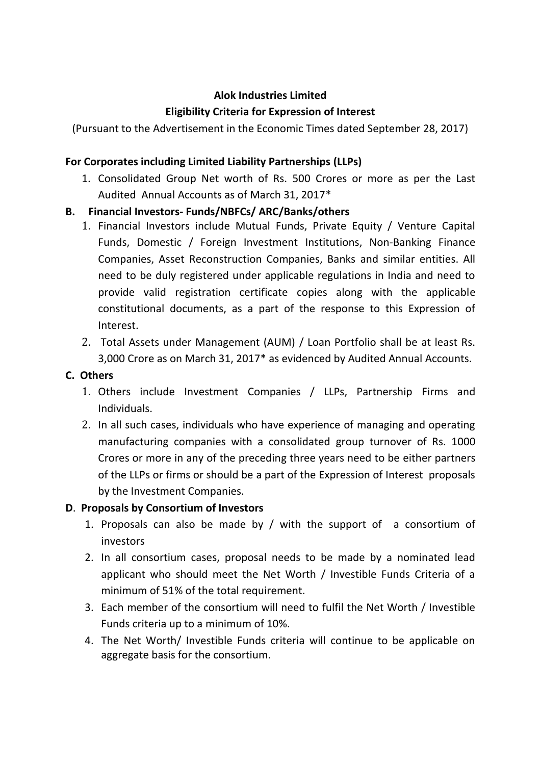**Alok Industries Limited**

**Eligibility Criteria for Expression of Interest**

(Pursuant to the Advertisement in the Economic Times dated September 28, 2017)

**For Corporates including Limited Liability Partnerships (LLPs)**

1. Consolidated Group Net worth of Rs. 500 Crores or more as per the Last Audited Annual Accounts as of March 31, 2017*

**B. Financial Investors- Funds/NBFCs/ ARC/Banks/others**

1. Financial Investors include Mutual Funds, Private Equity / Venture Capital Funds, Domestic / Foreign Investment Institutions, Non-Banking Finance Companies, Asset Reconstruction Companies, Banks and similar entities. All need to be duly registered under applicable regulations in India and need to provide valid registration certificate copies along with the applicable constitutional documents, as a part of the response to this Expression of Interest.
2. Total Assets under Management (AUM) / Loan Portfolio shall be at least Rs. 3,000 Crore as on March 31, 2017* as evidenced by Audited Annual Accounts.

**C. Others**

1. Others include Investment Companies / LLPs, Partnership Firms and Individuals.
2. In all such cases, individuals who have experience of managing and operating manufacturing companies with a consolidated group turnover of Rs. 1000 Crores or more in any of the preceding three years need to be either partners of the LLPs or firms or should be a part of the Expression of Interest proposals by the Investment Companies.

**D. Proposals by Consortium of Investors**

1. Proposals can also be made by / with the support of a consortium of investors
2. In all consortium cases, proposal needs to be made by a nominated lead applicant who should meet the Net Worth / Investible Funds Criteria of a minimum of 51% of the total requirement.
3. Each member of the consortium will need to fulfil the Net Worth / Investible Funds criteria up to a minimum of 10%.
4. The Net Worth/ Investible Funds criteria will continue to be applicable on aggregate basis for the consortium.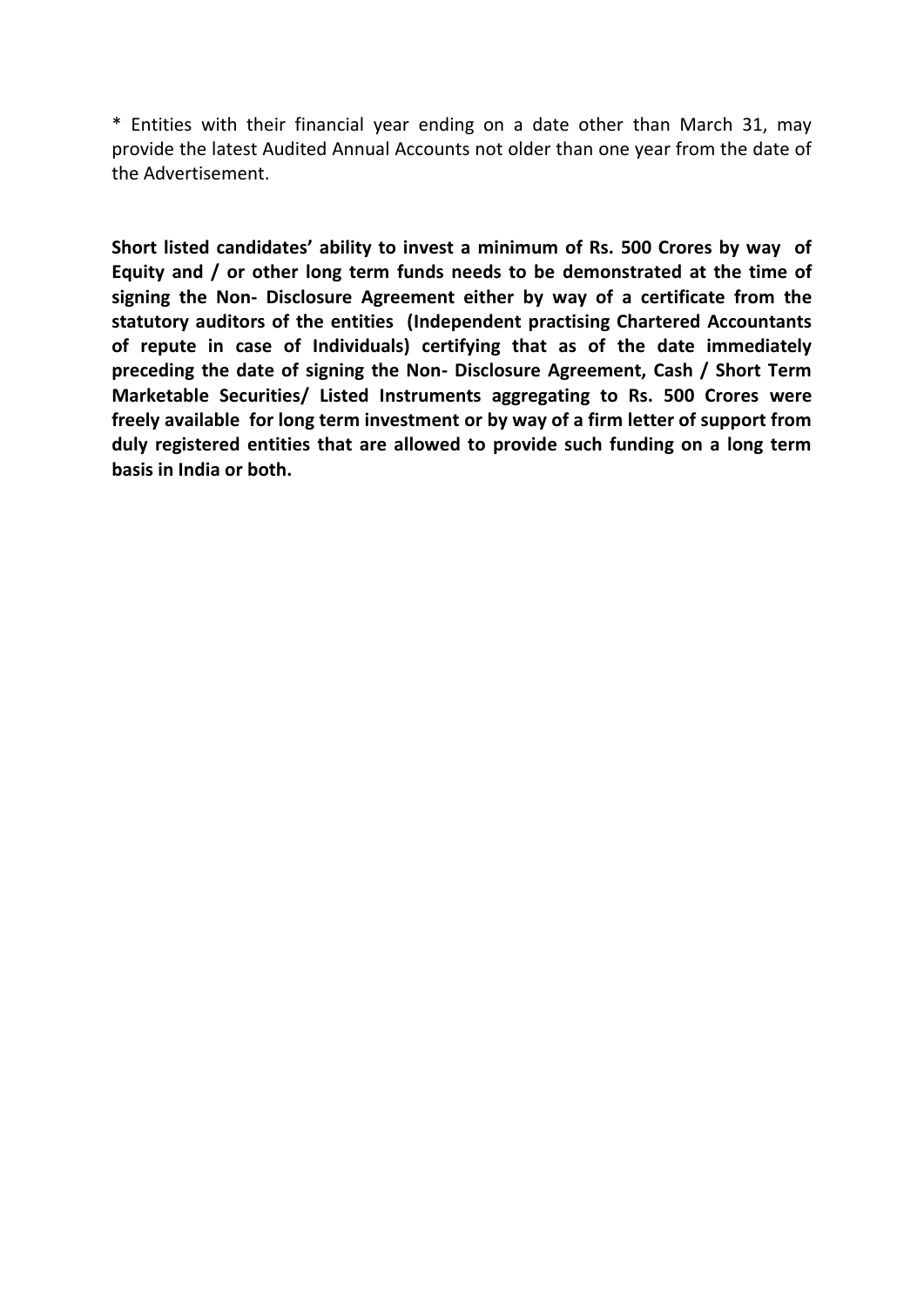* Entities with their financial year ending on a date other than March 31, may provide the latest Audited Annual Accounts not older than one year from the date of the Advertisement.

**Short listed candidates' ability to invest a minimum of Rs. 500 Crores by way of Equity and / or other long term funds needs to be demonstrated at the time of signing the Non- Disclosure Agreement either by way of a certificate from the statutory auditors of the entities (Independent practising Chartered Accountants of repute in case of Individuals) certifying that as of the date immediately preceding the date of signing the Non- Disclosure Agreement, Cash / Short Term Marketable Securities/ Listed Instruments aggregating to Rs. 500 Crores were freely available for long term investment or by way of a firm letter of support from duly registered entities that are allowed to provide such funding on a long term basis in India or both.**